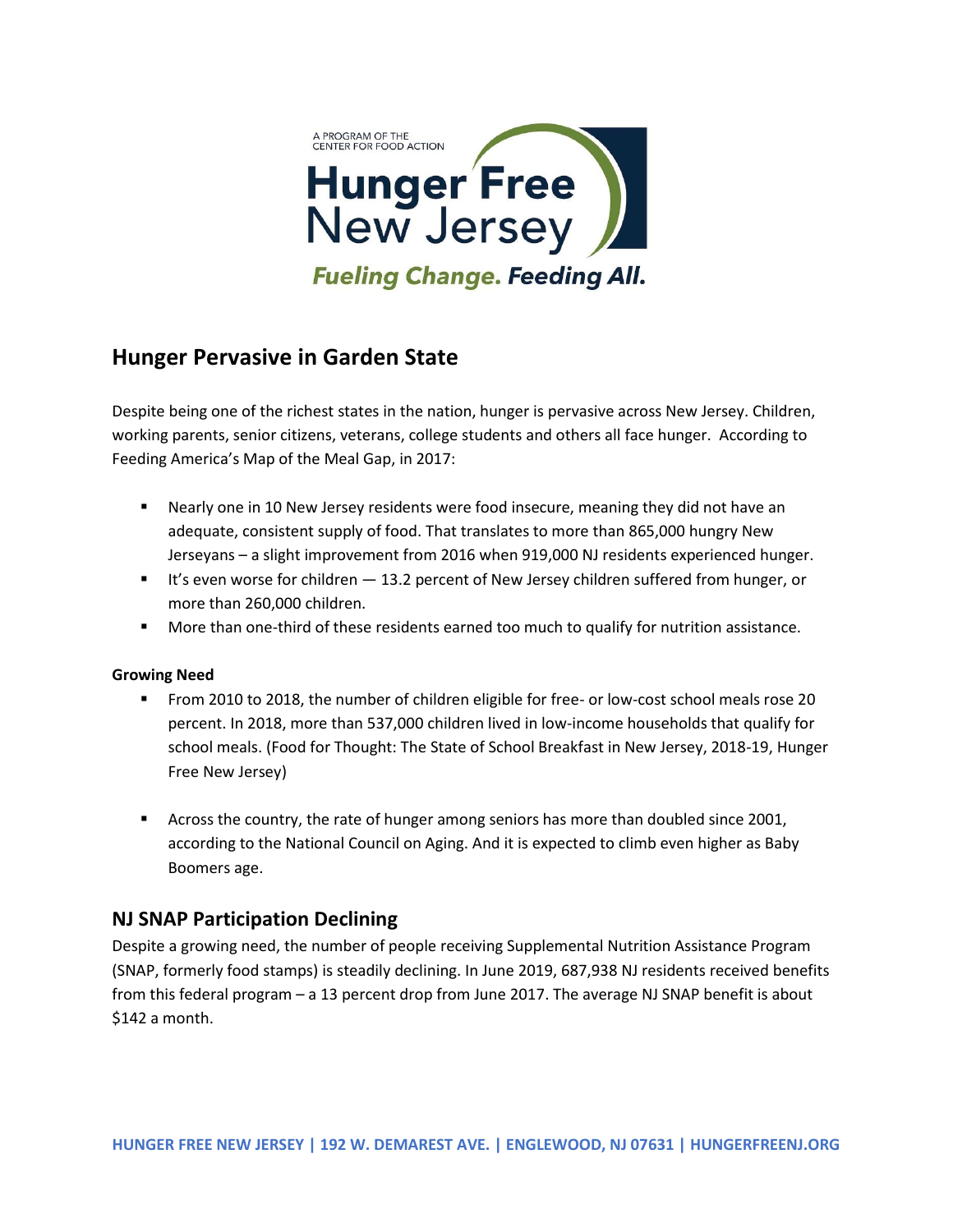A PROGRAM OF THE CENTER FOR FOOD ACTION

**Hunger Free New Jersey**

***Fueling Change. Feeding All.***

## Hunger Pervasive in Garden State

Despite being one of the richest states in the nation, hunger is pervasive across New Jersey. Children, working parents, senior citizens, veterans, college students and others all face hunger. According to Feeding America's Map of the Meal Gap, in 2017:

- Nearly one in 10 New Jersey residents were food insecure, meaning they did not have an adequate, consistent supply of food. That translates to more than 865,000 hungry New Jerseyans – a slight improvement from 2016 when 919,000 NJ residents experienced hunger.
- It's even worse for children — 13.2 percent of New Jersey children suffered from hunger, or more than 260,000 children.
- More than one-third of these residents earned too much to qualify for nutrition assistance.

### Growing Need

- From 2010 to 2018, the number of children eligible for free- or low-cost school meals rose 20 percent. In 2018, more than 537,000 children lived in low-income households that qualify for school meals. (Food for Thought: The State of School Breakfast in New Jersey, 2018-19, Hunger Free New Jersey)
- Across the country, the rate of hunger among seniors has more than doubled since 2001, according to the National Council on Aging. And it is expected to climb even higher as Baby Boomers age.

## NJ SNAP Participation Declining

Despite a growing need, the number of people receiving Supplemental Nutrition Assistance Program (SNAP, formerly food stamps) is steadily declining. In June 2019, 687,938 NJ residents received benefits from this federal program – a 13 percent drop from June 2017. The average NJ SNAP benefit is about $142 a month.

HUNGER FREE NEW JERSEY | 192 W. DEMAREST AVE. | ENGLEWOOD, NJ 07631 | HUNGERFREENJ.ORG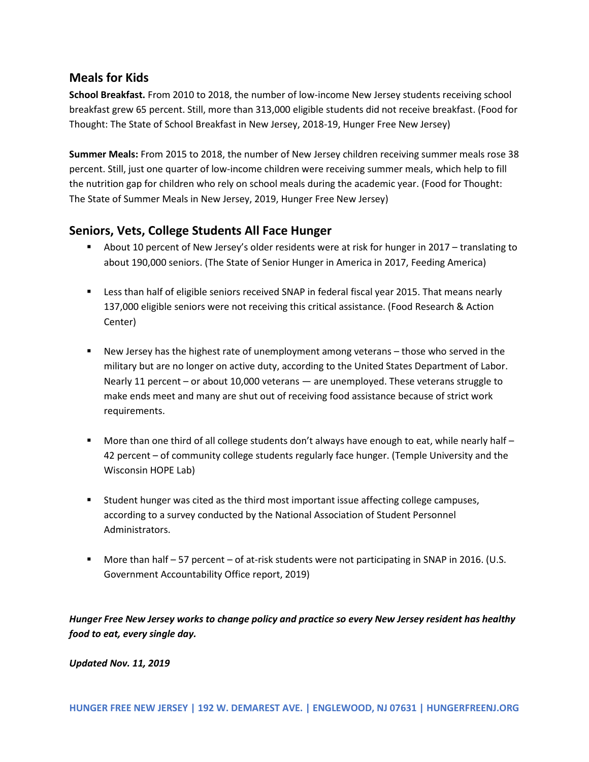## Meals for Kids

**School Breakfast.** From 2010 to 2018, the number of low-income New Jersey students receiving school breakfast grew 65 percent. Still, more than 313,000 eligible students did not receive breakfast. (Food for Thought: The State of School Breakfast in New Jersey, 2018-19, Hunger Free New Jersey)

**Summer Meals:** From 2015 to 2018, the number of New Jersey children receiving summer meals rose 38 percent. Still, just one quarter of low-income children were receiving summer meals, which help to fill the nutrition gap for children who rely on school meals during the academic year. (Food for Thought: The State of Summer Meals in New Jersey, 2019, Hunger Free New Jersey)

## Seniors, Vets, College Students All Face Hunger

- About 10 percent of New Jersey's older residents were at risk for hunger in 2017 – translating to about 190,000 seniors. (The State of Senior Hunger in America in 2017, Feeding America)
- Less than half of eligible seniors received SNAP in federal fiscal year 2015. That means nearly 137,000 eligible seniors were not receiving this critical assistance. (Food Research & Action Center)
- New Jersey has the highest rate of unemployment among veterans – those who served in the military but are no longer on active duty, according to the United States Department of Labor. Nearly 11 percent – or about 10,000 veterans — are unemployed. These veterans struggle to make ends meet and many are shut out of receiving food assistance because of strict work requirements.
- More than one third of all college students don't always have enough to eat, while nearly half – 42 percent – of community college students regularly face hunger. (Temple University and the Wisconsin HOPE Lab)
- Student hunger was cited as the third most important issue affecting college campuses, according to a survey conducted by the National Association of Student Personnel Administrators.
- More than half – 57 percent – of at-risk students were not participating in SNAP in 2016. (U.S. Government Accountability Office report, 2019)

***Hunger Free New Jersey works to change policy and practice so every New Jersey resident has healthy food to eat, every single day.***

***Updated Nov. 11, 2019***

**HUNGER FREE NEW JERSEY | 192 W. DEMAREST AVE. | ENGLEWOOD, NJ 07631 | HUNGERFREENJ.ORG**